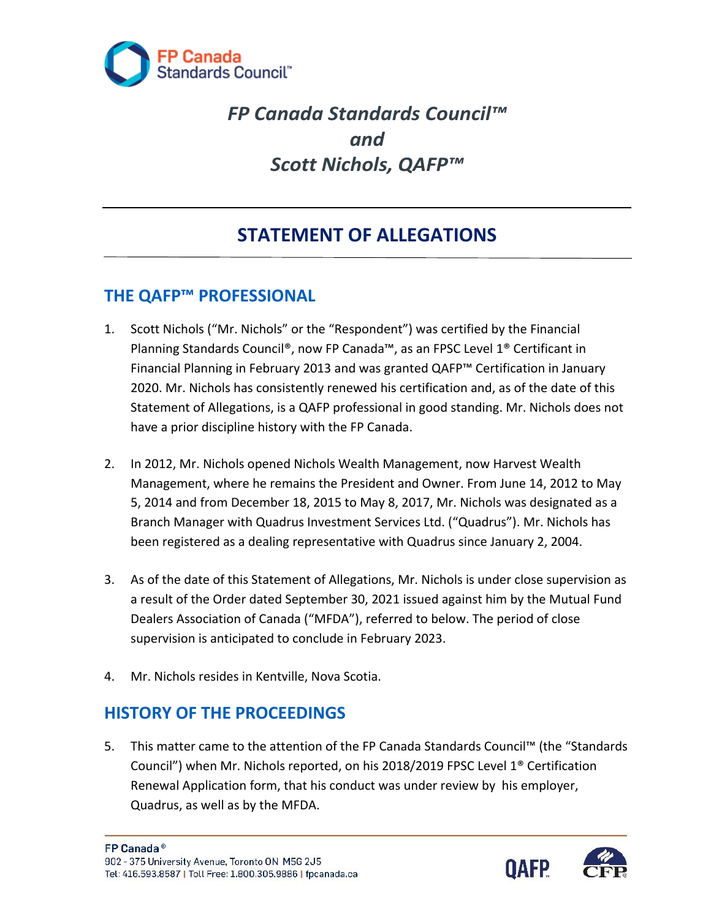*FP Canada Standards Council™*
*and*
*Scott Nichols, QAFP™*

# STATEMENT OF ALLEGATIONS

## THE QAFP™ PROFESSIONAL

1. Scott Nichols ("Mr. Nichols" or the "Respondent") was certified by the Financial Planning Standards Council®, now FP Canada™, as an FPSC Level 1® Certificant in Financial Planning in February 2013 and was granted QAFP™ Certification in January 2020. Mr. Nichols has consistently renewed his certification and, as of the date of this Statement of Allegations, is a QAFP professional in good standing. Mr. Nichols does not have a prior discipline history with the FP Canada.

2. In 2012, Mr. Nichols opened Nichols Wealth Management, now Harvest Wealth Management, where he remains the President and Owner. From June 14, 2012 to May 5, 2014 and from December 18, 2015 to May 8, 2017, Mr. Nichols was designated as a Branch Manager with Quadrus Investment Services Ltd. ("Quadrus"). Mr. Nichols has been registered as a dealing representative with Quadrus since January 2, 2004.

3. As of the date of this Statement of Allegations, Mr. Nichols is under close supervision as a result of the Order dated September 30, 2021 issued against him by the Mutual Fund Dealers Association of Canada ("MFDA"), referred to below. The period of close supervision is anticipated to conclude in February 2023.

4. Mr. Nichols resides in Kentville, Nova Scotia.

## HISTORY OF THE PROCEEDINGS

5. This matter came to the attention of the FP Canada Standards Council™ (the "Standards Council") when Mr. Nichols reported, on his 2018/2019 FPSC Level 1® Certification Renewal Application form, that his conduct was under review by his employer, Quadrus, as well as by the MFDA.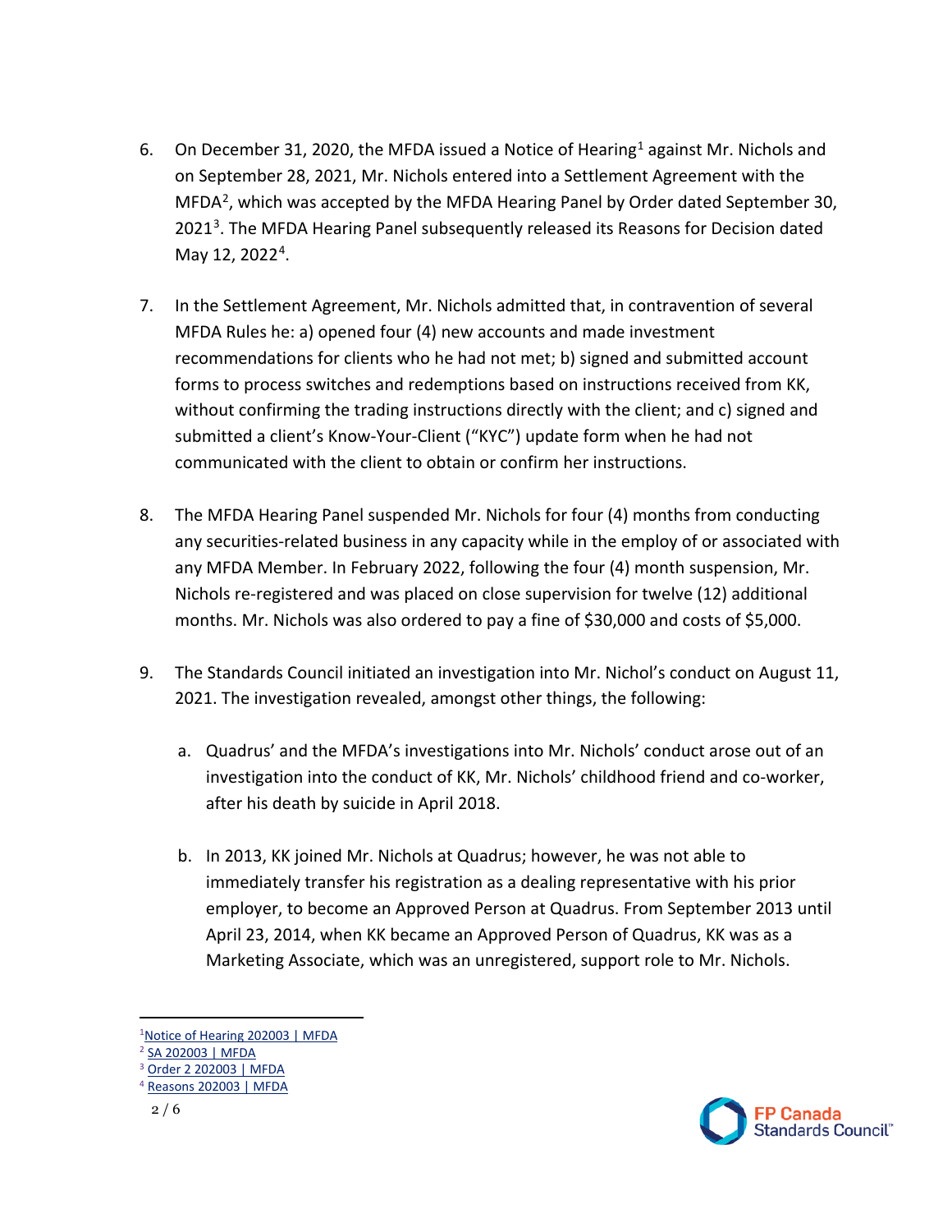6. On December 31, 2020, the MFDA issued a Notice of Hearing[1] against Mr. Nichols and on September 28, 2021, Mr. Nichols entered into a Settlement Agreement with the MFDA[2], which was accepted by the MFDA Hearing Panel by Order dated September 30, 2021[3]. The MFDA Hearing Panel subsequently released its Reasons for Decision dated May 12, 2022[4].

7. In the Settlement Agreement, Mr. Nichols admitted that, in contravention of several MFDA Rules he: a) opened four (4) new accounts and made investment recommendations for clients who he had not met; b) signed and submitted account forms to process switches and redemptions based on instructions received from KK, without confirming the trading instructions directly with the client; and c) signed and submitted a client's Know-Your-Client ("KYC") update form when he had not communicated with the client to obtain or confirm her instructions.

8. The MFDA Hearing Panel suspended Mr. Nichols for four (4) months from conducting any securities-related business in any capacity while in the employ of or associated with any MFDA Member. In February 2022, following the four (4) month suspension, Mr. Nichols re-registered and was placed on close supervision for twelve (12) additional months. Mr. Nichols was also ordered to pay a fine of $30,000 and costs of $5,000.

9. The Standards Council initiated an investigation into Mr. Nichol's conduct on August 11, 2021. The investigation revealed, amongst other things, the following:

   a. Quadrus' and the MFDA's investigations into Mr. Nichols' conduct arose out of an investigation into the conduct of KK, Mr. Nichols' childhood friend and co-worker, after his death by suicide in April 2018.

   b. In 2013, KK joined Mr. Nichols at Quadrus; however, he was not able to immediately transfer his registration as a dealing representative with his prior employer, to become an Approved Person at Quadrus. From September 2013 until April 23, 2014, when KK became an Approved Person of Quadrus, KK was as a Marketing Associate, which was an unregistered, support role to Mr. Nichols.

---

[1] Notice of Hearing 202003 | MFDA
[2] SA 202003 | MFDA
[3] Order 2 202003 | MFDA
[4] Reasons 202003 | MFDA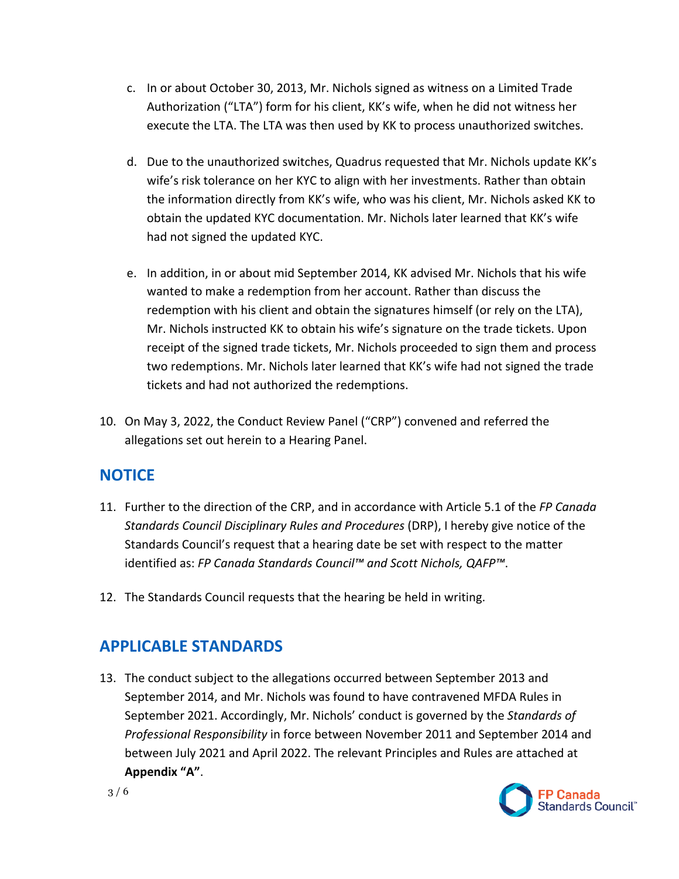c. In or about October 30, 2013, Mr. Nichols signed as witness on a Limited Trade Authorization ("LTA") form for his client, KK's wife, when he did not witness her execute the LTA. The LTA was then used by KK to process unauthorized switches.

d. Due to the unauthorized switches, Quadrus requested that Mr. Nichols update KK's wife's risk tolerance on her KYC to align with her investments. Rather than obtain the information directly from KK's wife, who was his client, Mr. Nichols asked KK to obtain the updated KYC documentation. Mr. Nichols later learned that KK's wife had not signed the updated KYC.

e. In addition, in or about mid September 2014, KK advised Mr. Nichols that his wife wanted to make a redemption from her account. Rather than discuss the redemption with his client and obtain the signatures himself (or rely on the LTA), Mr. Nichols instructed KK to obtain his wife's signature on the trade tickets. Upon receipt of the signed trade tickets, Mr. Nichols proceeded to sign them and process two redemptions. Mr. Nichols later learned that KK's wife had not signed the trade tickets and had not authorized the redemptions.

10. On May 3, 2022, the Conduct Review Panel ("CRP") convened and referred the allegations set out herein to a Hearing Panel.

## NOTICE

11. Further to the direction of the CRP, and in accordance with Article 5.1 of the *FP Canada Standards Council Disciplinary Rules and Procedures* (DRP), I hereby give notice of the Standards Council's request that a hearing date be set with respect to the matter identified as: *FP Canada Standards Council™ and Scott Nichols, QAFP™*.

12. The Standards Council requests that the hearing be held in writing.

## APPLICABLE STANDARDS

13. The conduct subject to the allegations occurred between September 2013 and September 2014, and Mr. Nichols was found to have contravened MFDA Rules in September 2021. Accordingly, Mr. Nichols' conduct is governed by the *Standards of Professional Responsibility* in force between November 2011 and September 2014 and between July 2021 and April 2022. The relevant Principles and Rules are attached at **Appendix "A"**.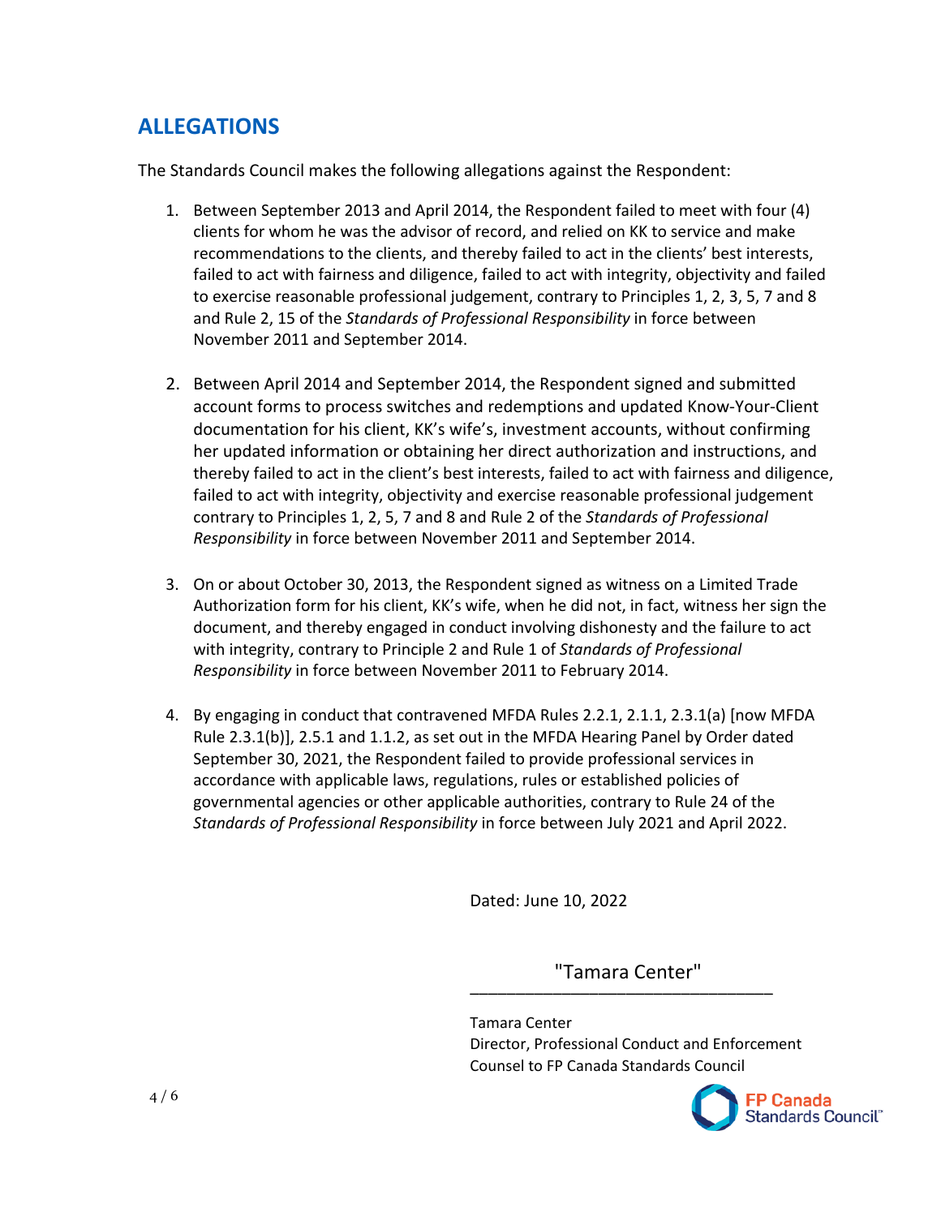## ALLEGATIONS

The Standards Council makes the following allegations against the Respondent:

1. Between September 2013 and April 2014, the Respondent failed to meet with four (4) clients for whom he was the advisor of record, and relied on KK to service and make recommendations to the clients, and thereby failed to act in the clients' best interests, failed to act with fairness and diligence, failed to act with integrity, objectivity and failed to exercise reasonable professional judgement, contrary to Principles 1, 2, 3, 5, 7 and 8 and Rule 2, 15 of the *Standards of Professional Responsibility* in force between November 2011 and September 2014.

2. Between April 2014 and September 2014, the Respondent signed and submitted account forms to process switches and redemptions and updated Know-Your-Client documentation for his client, KK's wife's, investment accounts, without confirming her updated information or obtaining her direct authorization and instructions, and thereby failed to act in the client's best interests, failed to act with fairness and diligence, failed to act with integrity, objectivity and exercise reasonable professional judgement contrary to Principles 1, 2, 5, 7 and 8 and Rule 2 of the *Standards of Professional Responsibility* in force between November 2011 and September 2014.

3. On or about October 30, 2013, the Respondent signed as witness on a Limited Trade Authorization form for his client, KK's wife, when he did not, in fact, witness her sign the document, and thereby engaged in conduct involving dishonesty and the failure to act with integrity, contrary to Principle 2 and Rule 1 of *Standards of Professional Responsibility* in force between November 2011 to February 2014.

4. By engaging in conduct that contravened MFDA Rules 2.2.1, 2.1.1, 2.3.1(a) [now MFDA Rule 2.3.1(b)], 2.5.1 and 1.1.2, as set out in the MFDA Hearing Panel by Order dated September 30, 2021, the Respondent failed to provide professional services in accordance with applicable laws, regulations, rules or established policies of governmental agencies or other applicable authorities, contrary to Rule 24 of the *Standards of Professional Responsibility* in force between July 2021 and April 2022.

Dated: June 10, 2022

"Tamara Center"

Tamara Center
Director, Professional Conduct and Enforcement
Counsel to FP Canada Standards Council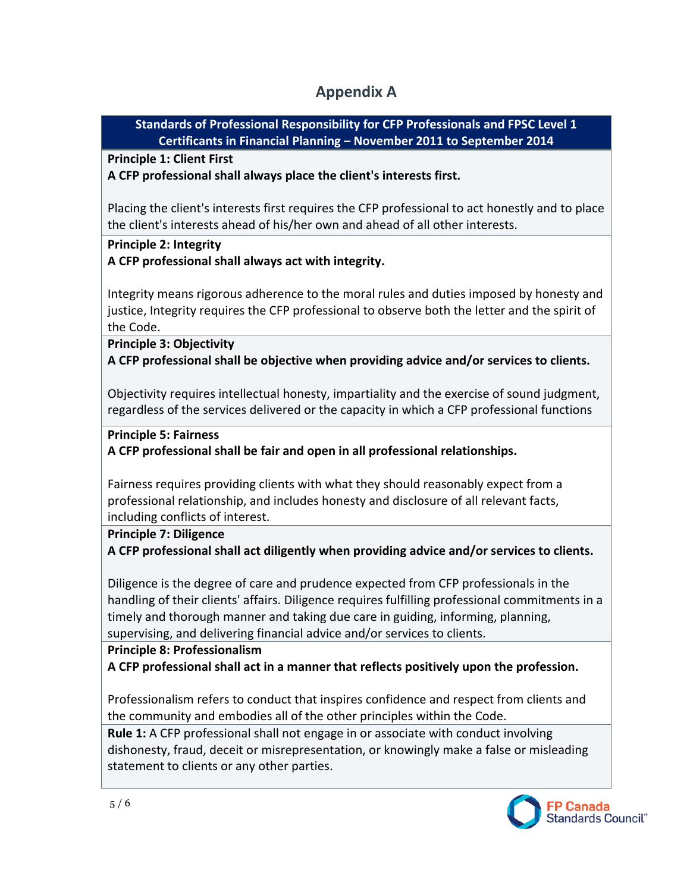# Appendix A

**Standards of Professional Responsibility for CFP Professionals and FPSC Level 1 Certificants in Financial Planning – November 2011 to September 2014**

**Principle 1: Client First**

**A CFP professional shall always place the client's interests first.**

Placing the client's interests first requires the CFP professional to act honestly and to place the client's interests ahead of his/her own and ahead of all other interests.

**Principle 2: Integrity**

**A CFP professional shall always act with integrity.**

Integrity means rigorous adherence to the moral rules and duties imposed by honesty and justice, Integrity requires the CFP professional to observe both the letter and the spirit of the Code.

**Principle 3: Objectivity**

**A CFP professional shall be objective when providing advice and/or services to clients.**

Objectivity requires intellectual honesty, impartiality and the exercise of sound judgment, regardless of the services delivered or the capacity in which a CFP professional functions

**Principle 5: Fairness**

**A CFP professional shall be fair and open in all professional relationships.**

Fairness requires providing clients with what they should reasonably expect from a professional relationship, and includes honesty and disclosure of all relevant facts, including conflicts of interest.

**Principle 7: Diligence**

**A CFP professional shall act diligently when providing advice and/or services to clients.**

Diligence is the degree of care and prudence expected from CFP professionals in the handling of their clients' affairs. Diligence requires fulfilling professional commitments in a timely and thorough manner and taking due care in guiding, informing, planning, supervising, and delivering financial advice and/or services to clients.

**Principle 8: Professionalism**

**A CFP professional shall act in a manner that reflects positively upon the profession.**

Professionalism refers to conduct that inspires confidence and respect from clients and the community and embodies all of the other principles within the Code.

**Rule 1:** A CFP professional shall not engage in or associate with conduct involving dishonesty, fraud, deceit or misrepresentation, or knowingly make a false or misleading statement to clients or any other parties.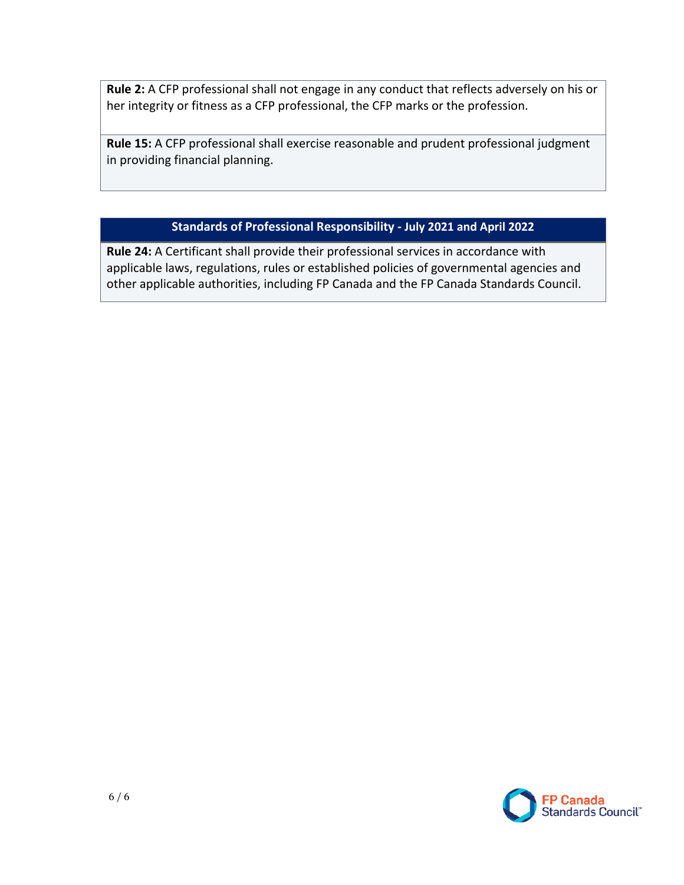**Rule 2:** A CFP professional shall not engage in any conduct that reflects adversely on his or her integrity or fitness as a CFP professional, the CFP marks or the profession.

**Rule 15:** A CFP professional shall exercise reasonable and prudent professional judgment in providing financial planning.

| Standards of Professional Responsibility - July 2021 and April 2022 |
| --- |
| **Rule 24:** A Certificant shall provide their professional services in accordance with applicable laws, regulations, rules or established policies of governmental agencies and other applicable authorities, including FP Canada and the FP Canada Standards Council. |